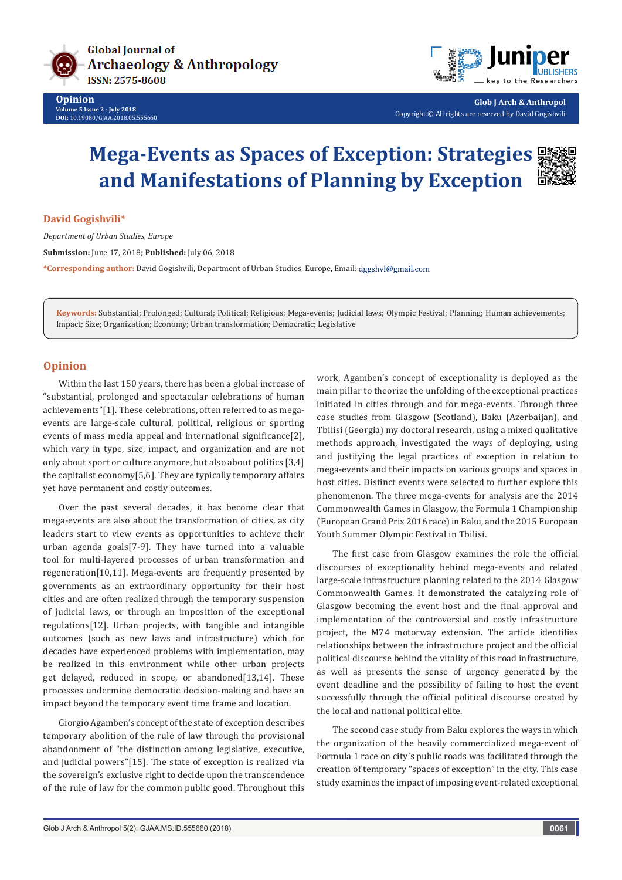# Mega-Events as Spaces of Exception: Strategies and Manifestations of Planning by Exception

**David Gogishvili***

*Department of Urban Studies, Europe*

**Submission:** June 17, 2018; **Published:** July 06, 2018

***Corresponding author:** David Gogishvili, Department of Urban Studies, Europe, Email: dggshvl@gmail.com

**Keywords:** Substantial; Prolonged; Cultural; Political; Religious; Mega-events; Judicial laws; Olympic Festival; Planning; Human achievements; Impact; Size; Organization; Economy; Urban transformation; Democratic; Legislative

## Opinion

Within the last 150 years, there has been a global increase of "substantial, prolonged and spectacular celebrations of human achievements"[1]. These celebrations, often referred to as mega-events are large-scale cultural, political, religious or sporting events of mass media appeal and international significance[2], which vary in type, size, impact, and organization and are not only about sport or culture anymore, but also about politics [3,4] the capitalist economy[5,6]. They are typically temporary affairs yet have permanent and costly outcomes.

Over the past several decades, it has become clear that mega-events are also about the transformation of cities, as city leaders start to view events as opportunities to achieve their urban agenda goals[7-9]. They have turned into a valuable tool for multi-layered processes of urban transformation and regeneration[10,11]. Mega-events are frequently presented by governments as an extraordinary opportunity for their host cities and are often realized through the temporary suspension of judicial laws, or through an imposition of the exceptional regulations[12]. Urban projects, with tangible and intangible outcomes (such as new laws and infrastructure) which for decades have experienced problems with implementation, may be realized in this environment while other urban projects get delayed, reduced in scope, or abandoned[13,14]. These processes undermine democratic decision-making and have an impact beyond the temporary event time frame and location.

Giorgio Agamben's concept of the state of exception describes temporary abolition of the rule of law through the provisional abandonment of "the distinction among legislative, executive, and judicial powers"[15]. The state of exception is realized via the sovereign's exclusive right to decide upon the transcendence of the rule of law for the common public good. Throughout this work, Agamben's concept of exceptionality is deployed as the main pillar to theorize the unfolding of the exceptional practices initiated in cities through and for mega-events. Through three case studies from Glasgow (Scotland), Baku (Azerbaijan), and Tbilisi (Georgia) my doctoral research, using a mixed qualitative methods approach, investigated the ways of deploying, using and justifying the legal practices of exception in relation to mega-events and their impacts on various groups and spaces in host cities. Distinct events were selected to further explore this phenomenon. The three mega-events for analysis are the 2014 Commonwealth Games in Glasgow, the Formula 1 Championship (European Grand Prix 2016 race) in Baku, and the 2015 European Youth Summer Olympic Festival in Tbilisi.

The first case from Glasgow examines the role the official discourses of exceptionality behind mega-events and related large-scale infrastructure planning related to the 2014 Glasgow Commonwealth Games. It demonstrated the catalyzing role of Glasgow becoming the event host and the final approval and implementation of the controversial and costly infrastructure project, the M74 motorway extension. The article identifies relationships between the infrastructure project and the official political discourse behind the vitality of this road infrastructure, as well as presents the sense of urgency generated by the event deadline and the possibility of failing to host the event successfully through the official political discourse created by the local and national political elite.

The second case study from Baku explores the ways in which the organization of the heavily commercialized mega-event of Formula 1 race on city's public roads was facilitated through the creation of temporary "spaces of exception" in the city. This case study examines the impact of imposing event-related exceptional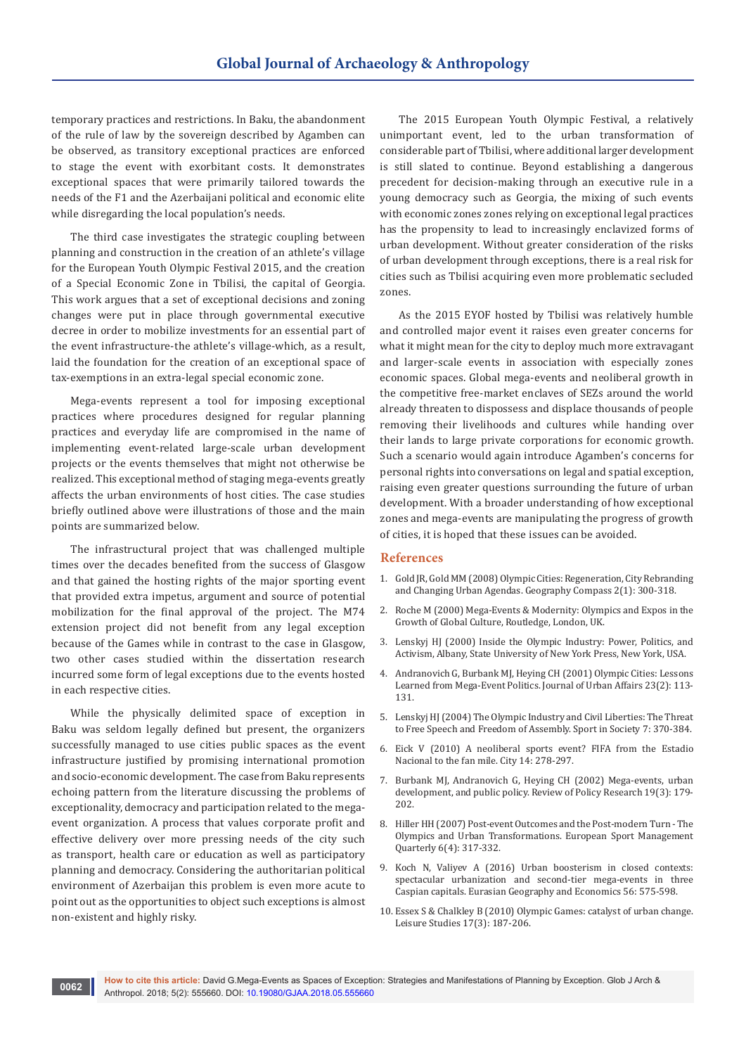temporary practices and restrictions. In Baku, the abandonment of the rule of law by the sovereign described by Agamben can be observed, as transitory exceptional practices are enforced to stage the event with exorbitant costs. It demonstrates exceptional spaces that were primarily tailored towards the needs of the F1 and the Azerbaijani political and economic elite while disregarding the local population's needs.

The third case investigates the strategic coupling between planning and construction in the creation of an athlete's village for the European Youth Olympic Festival 2015, and the creation of a Special Economic Zone in Tbilisi, the capital of Georgia. This work argues that a set of exceptional decisions and zoning changes were put in place through governmental executive decree in order to mobilize investments for an essential part of the event infrastructure-the athlete's village-which, as a result, laid the foundation for the creation of an exceptional space of tax-exemptions in an extra-legal special economic zone.

Mega-events represent a tool for imposing exceptional practices where procedures designed for regular planning practices and everyday life are compromised in the name of implementing event-related large-scale urban development projects or the events themselves that might not otherwise be realized. This exceptional method of staging mega-events greatly affects the urban environments of host cities. The case studies briefly outlined above were illustrations of those and the main points are summarized below.

The infrastructural project that was challenged multiple times over the decades benefited from the success of Glasgow and that gained the hosting rights of the major sporting event that provided extra impetus, argument and source of potential mobilization for the final approval of the project. The M74 extension project did not benefit from any legal exception because of the Games while in contrast to the case in Glasgow, two other cases studied within the dissertation research incurred some form of legal exceptions due to the events hosted in each respective cities.

While the physically delimited space of exception in Baku was seldom legally defined but present, the organizers successfully managed to use cities public spaces as the event infrastructure justified by promising international promotion and socio-economic development. The case from Baku represents echoing pattern from the literature discussing the problems of exceptionality, democracy and participation related to the mega-event organization. A process that values corporate profit and effective delivery over more pressing needs of the city such as transport, health care or education as well as participatory planning and democracy. Considering the authoritarian political environment of Azerbaijan this problem is even more acute to point out as the opportunities to object such exceptions is almost non-existent and highly risky.

The 2015 European Youth Olympic Festival, a relatively unimportant event, led to the urban transformation of considerable part of Tbilisi, where additional larger development is still slated to continue. Beyond establishing a dangerous precedent for decision-making through an executive rule in a young democracy such as Georgia, the mixing of such events with economic zones zones relying on exceptional legal practices has the propensity to lead to increasingly enclavized forms of urban development. Without greater consideration of the risks of urban development through exceptions, there is a real risk for cities such as Tbilisi acquiring even more problematic secluded zones.

As the 2015 EYOF hosted by Tbilisi was relatively humble and controlled major event it raises even greater concerns for what it might mean for the city to deploy much more extravagant and larger-scale events in association with especially zones economic spaces. Global mega-events and neoliberal growth in the competitive free-market enclaves of SEZs around the world already threaten to dispossess and displace thousands of people removing their livelihoods and cultures while handing over their lands to large private corporations for economic growth. Such a scenario would again introduce Agamben's concerns for personal rights into conversations on legal and spatial exception, raising even greater questions surrounding the future of urban development. With a broader understanding of how exceptional zones and mega-events are manipulating the progress of growth of cities, it is hoped that these issues can be avoided.

## References

1. Gold JR, Gold MM (2008) Olympic Cities: Regeneration, City Rebranding and Changing Urban Agendas. Geography Compass 2(1): 300-318.
2. Roche M (2000) Mega-Events & Modernity: Olympics and Expos in the Growth of Global Culture, Routledge, London, UK.
3. Lenskyj HJ (2000) Inside the Olympic Industry: Power, Politics, and Activism, Albany, State University of New York Press, New York, USA.
4. Andranovich G, Burbank MJ, Heying CH (2001) Olympic Cities: Lessons Learned from Mega-Event Politics. Journal of Urban Affairs 23(2): 113-131.
5. Lenskyj HJ (2004) The Olympic Industry and Civil Liberties: The Threat to Free Speech and Freedom of Assembly. Sport in Society 7: 370-384.
6. Eick V (2010) A neoliberal sports event? FIFA from the Estadio Nacional to the fan mile. City 14: 278-297.
7. Burbank MJ, Andranovich G, Heying CH (2002) Mega-events, urban development, and public policy. Review of Policy Research 19(3): 179-202.
8. Hiller HH (2007) Post-event Outcomes and the Post-modern Turn - The Olympics and Urban Transformations. European Sport Management Quarterly 6(4): 317-332.
9. Koch N, Valiyev A (2016) Urban boosterism in closed contexts: spectacular urbanization and second-tier mega-events in three Caspian capitals. Eurasian Geography and Economics 56: 575-598.
10. Essex S & Chalkley B (2010) Olympic Games: catalyst of urban change. Leisure Studies 17(3): 187-206.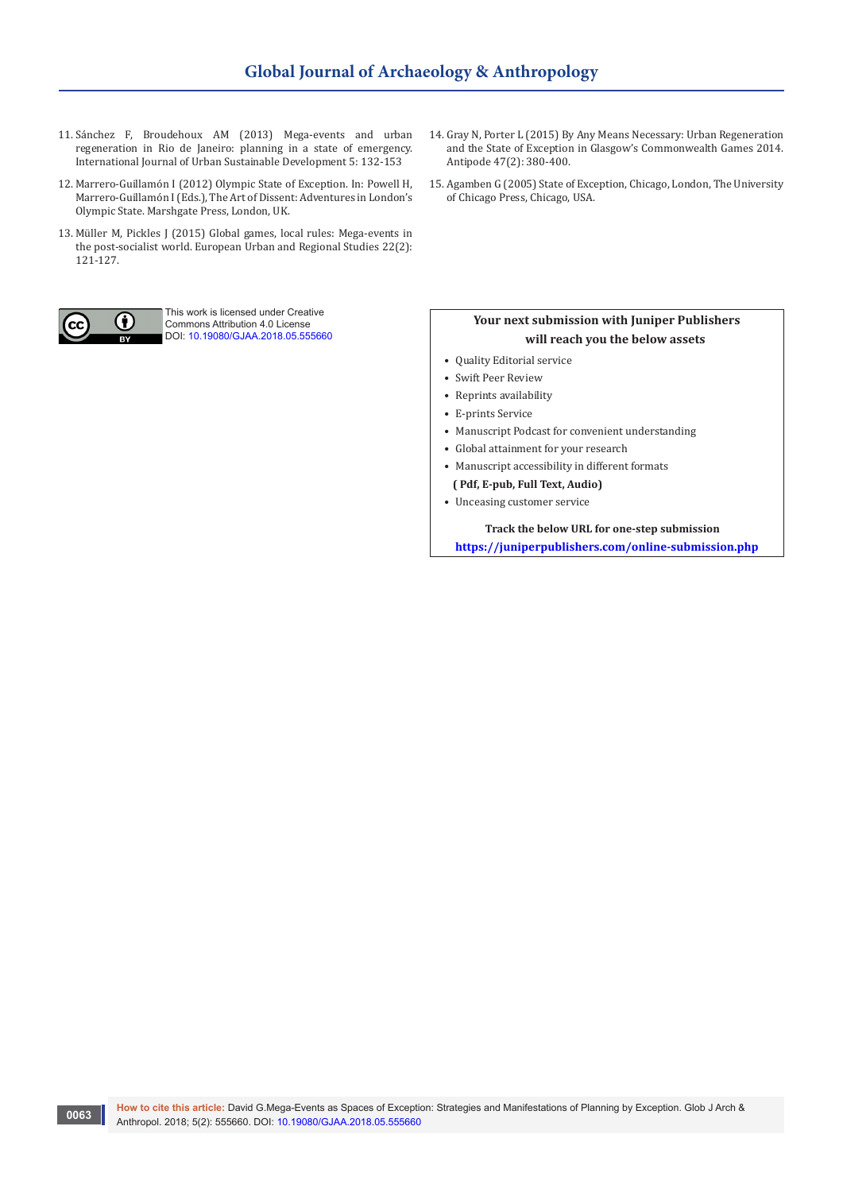11. Sánchez F, Broudehoux AM (2013) Mega-events and urban regeneration in Rio de Janeiro: planning in a state of emergency. International Journal of Urban Sustainable Development 5: 132-153

12. Marrero-Guillamón I (2012) Olympic State of Exception. In: Powell H, Marrero-Guillamón I (Eds.), The Art of Dissent: Adventures in London's Olympic State. Marshgate Press, London, UK.

13. Müller M, Pickles J (2015) Global games, local rules: Mega-events in the post-socialist world. European Urban and Regional Studies 22(2): 121-127.

14. Gray N, Porter L (2015) By Any Means Necessary: Urban Regeneration and the State of Exception in Glasgow's Commonwealth Games 2014. Antipode 47(2): 380-400.

15. Agamben G (2005) State of Exception, Chicago, London, The University of Chicago Press, Chicago, USA.

This work is licensed under Creative Commons Attribution 4.0 License
DOI: 10.19080/GJAA.2018.05.555660

**Your next submission with Juniper Publishers will reach you the below assets**

- Quality Editorial service
- Swift Peer Review
- Reprints availability
- E-prints Service
- Manuscript Podcast for convenient understanding
- Global attainment for your research
- Manuscript accessibility in different formats

**( Pdf, E-pub, Full Text, Audio)**

- Unceasing customer service

**Track the below URL for one-step submission**
**https://juniperpublishers.com/online-submission.php**

**How to cite this article:** David G.Mega-Events as Spaces of Exception: Strategies and Manifestations of Planning by Exception. Glob J Arch & Anthropol. 2018; 5(2): 555660. DOI: 10.19080/GJAA.2018.05.555660